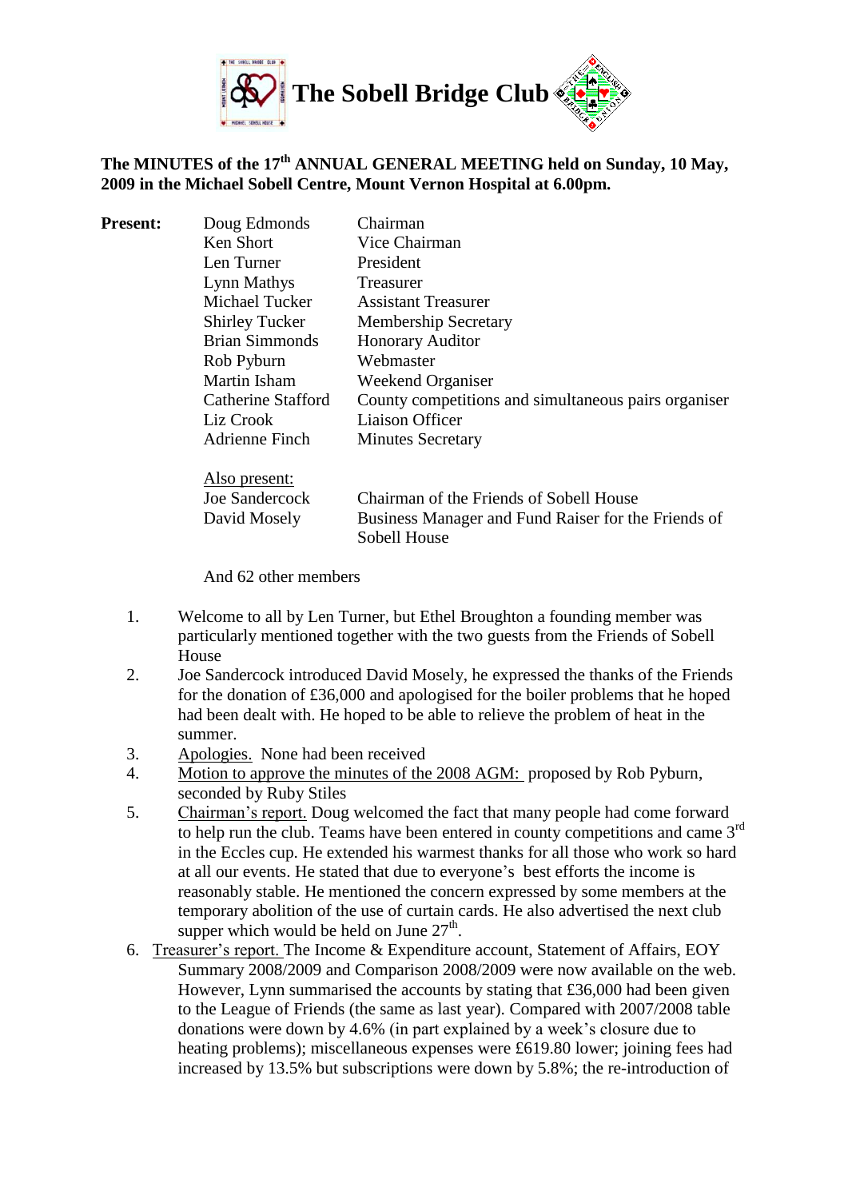# The Sobell Bridge Club

**The MINUTES of the 17th ANNUAL GENERAL MEETING held on Sunday, 10 May, 2009 in the Michael Sobell Centre, Mount Vernon Hospital at 6.00pm.**

| **Present:** | | |
|---|---|---|
| | Doug Edmonds | Chairman |
| | Ken Short | Vice Chairman |
| | Len Turner | President |
| | Lynn Mathys | Treasurer |
| | Michael Tucker | Assistant Treasurer |
| | Shirley Tucker | Membership Secretary |
| | Brian Simmonds | Honorary Auditor |
| | Rob Pyburn | Webmaster |
| | Martin Isham | Weekend Organiser |
| | Catherine Stafford | County competitions and simultaneous pairs organiser |
| | Liz Crook | Liaison Officer |
| | Adrienne Finch | Minutes Secretary |
| | Also present: | |
| | Joe Sandercock | Chairman of the Friends of Sobell House |
| | David Mosely | Business Manager and Fund Raiser for the Friends of Sobell House |

And 62 other members

1. Welcome to all by Len Turner, but Ethel Broughton a founding member was particularly mentioned together with the two guests from the Friends of Sobell House
2. Joe Sandercock introduced David Mosely, he expressed the thanks of the Friends for the donation of £36,000 and apologised for the boiler problems that he hoped had been dealt with. He hoped to be able to relieve the problem of heat in the summer.
3. Apologies. None had been received
4. Motion to approve the minutes of the 2008 AGM: proposed by Rob Pyburn, seconded by Ruby Stiles
5. Chairman's report. Doug welcomed the fact that many people had come forward to help run the club. Teams have been entered in county competitions and came 3rd in the Eccles cup. He extended his warmest thanks for all those who work so hard at all our events. He stated that due to everyone's best efforts the income is reasonably stable. He mentioned the concern expressed by some members at the temporary abolition of the use of curtain cards. He also advertised the next club supper which would be held on June 27th.
6. Treasurer's report. The Income & Expenditure account, Statement of Affairs, EOY Summary 2008/2009 and Comparison 2008/2009 were now available on the web. However, Lynn summarised the accounts by stating that £36,000 had been given to the League of Friends (the same as last year). Compared with 2007/2008 table donations were down by 4.6% (in part explained by a week's closure due to heating problems); miscellaneous expenses were £619.80 lower; joining fees had increased by 13.5% but subscriptions were down by 5.8%; the re-introduction of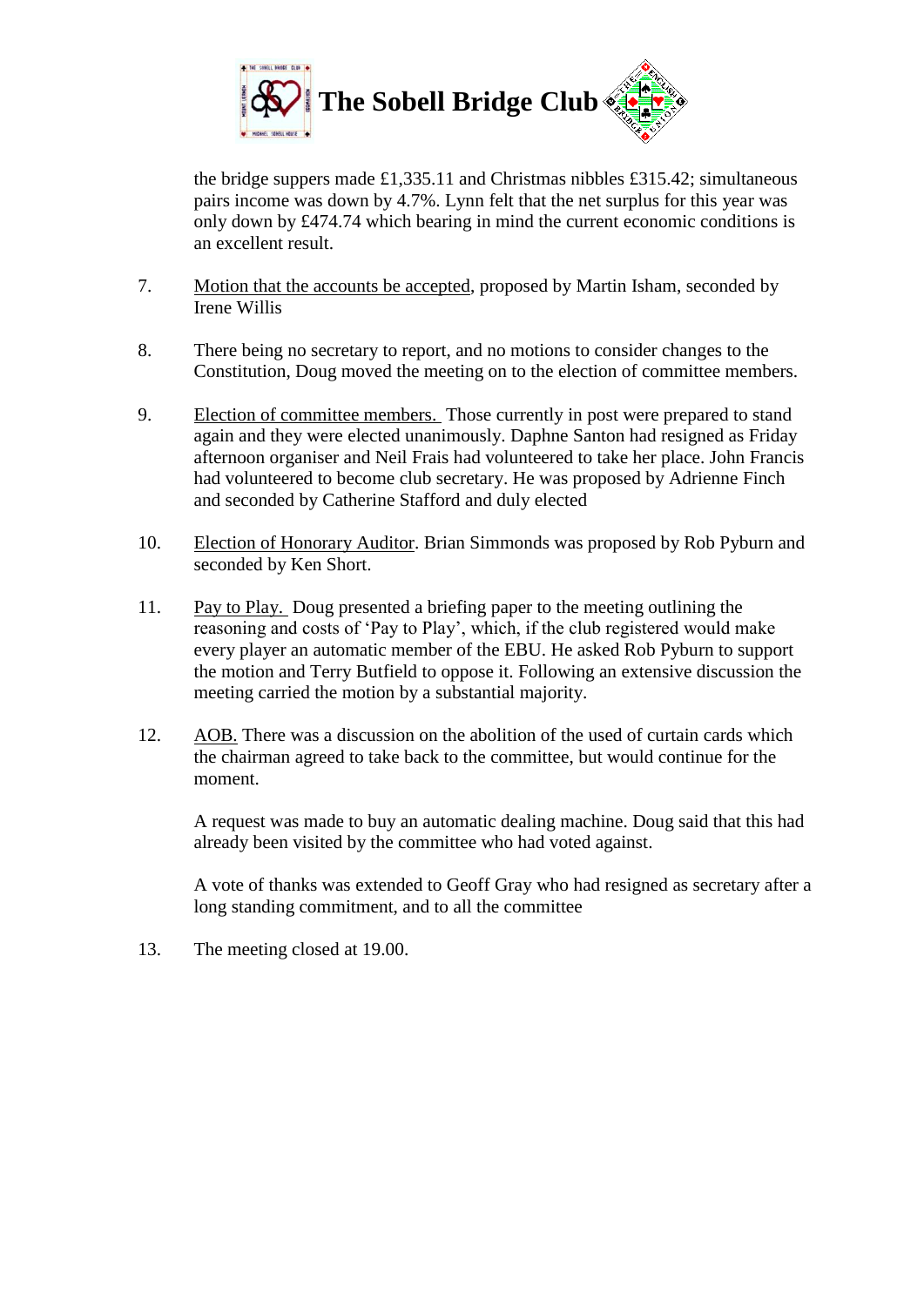the bridge suppers made £1,335.11 and Christmas nibbles £315.42; simultaneous pairs income was down by 4.7%. Lynn felt that the net surplus for this year was only down by £474.74 which bearing in mind the current economic conditions is an excellent result.

7. Motion that the accounts be accepted, proposed by Martin Isham, seconded by Irene Willis

8. There being no secretary to report, and no motions to consider changes to the Constitution, Doug moved the meeting on to the election of committee members.

9. Election of committee members. Those currently in post were prepared to stand again and they were elected unanimously. Daphne Santon had resigned as Friday afternoon organiser and Neil Frais had volunteered to take her place. John Francis had volunteered to become club secretary. He was proposed by Adrienne Finch and seconded by Catherine Stafford and duly elected

10. Election of Honorary Auditor. Brian Simmonds was proposed by Rob Pyburn and seconded by Ken Short.

11. Pay to Play. Doug presented a briefing paper to the meeting outlining the reasoning and costs of 'Pay to Play', which, if the club registered would make every player an automatic member of the EBU. He asked Rob Pyburn to support the motion and Terry Butfield to oppose it. Following an extensive discussion the meeting carried the motion by a substantial majority.

12. AOB. There was a discussion on the abolition of the used of curtain cards which the chairman agreed to take back to the committee, but would continue for the moment.

    A request was made to buy an automatic dealing machine. Doug said that this had already been visited by the committee who had voted against.

    A vote of thanks was extended to Geoff Gray who had resigned as secretary after a long standing commitment, and to all the committee

13. The meeting closed at 19.00.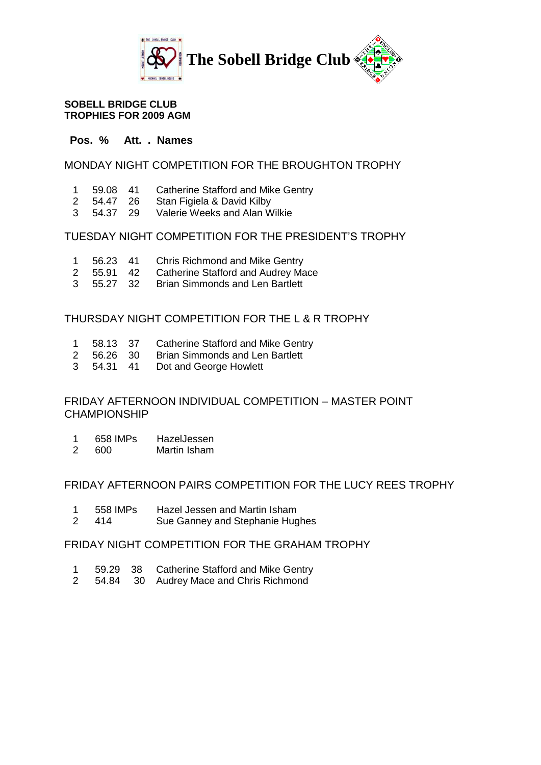# The Sobell Bridge Club

**SOBELL BRIDGE CLUB**
**TROPHIES FOR 2009 AGM**

| Pos. | % | Att. | Names |
|---|---|---|---|

MONDAY NIGHT COMPETITION FOR THE BROUGHTON TROPHY

| | | | |
|---|---|---|---|
| 1 | 59.08 | 41 | Catherine Stafford and Mike Gentry |
| 2 | 54.47 | 26 | Stan Figiela & David Kilby |
| 3 | 54.37 | 29 | Valerie Weeks and Alan Wilkie |

TUESDAY NIGHT COMPETITION FOR THE PRESIDENT'S TROPHY

| | | | |
|---|---|---|---|
| 1 | 56.23 | 41 | Chris Richmond and Mike Gentry |
| 2 | 55.91 | 42 | Catherine Stafford and Audrey Mace |
| 3 | 55.27 | 32 | Brian Simmonds and Len Bartlett |

THURSDAY NIGHT COMPETITION FOR THE L & R TROPHY

| | | | |
|---|---|---|---|
| 1 | 58.13 | 37 | Catherine Stafford and Mike Gentry |
| 2 | 56.26 | 30 | Brian Simmonds and Len Bartlett |
| 3 | 54.31 | 41 | Dot and George Howlett |

FRIDAY AFTERNOON INDIVIDUAL COMPETITION – MASTER POINT CHAMPIONSHIP

| | | |
|---|---|---|
| 1 | 658 IMPs | HazelJessen |
| 2 | 600 | Martin Isham |

FRIDAY AFTERNOON PAIRS COMPETITION FOR THE LUCY REES TROPHY

| | | |
|---|---|---|
| 1 | 558 IMPs | Hazel Jessen and Martin Isham |
| 2 | 414 | Sue Ganney and Stephanie Hughes |

FRIDAY NIGHT COMPETITION FOR THE GRAHAM TROPHY

| | | | |
|---|---|---|---|
| 1 | 59.29 | 38 | Catherine Stafford and Mike Gentry |
| 2 | 54.84 | 30 | Audrey Mace and Chris Richmond |